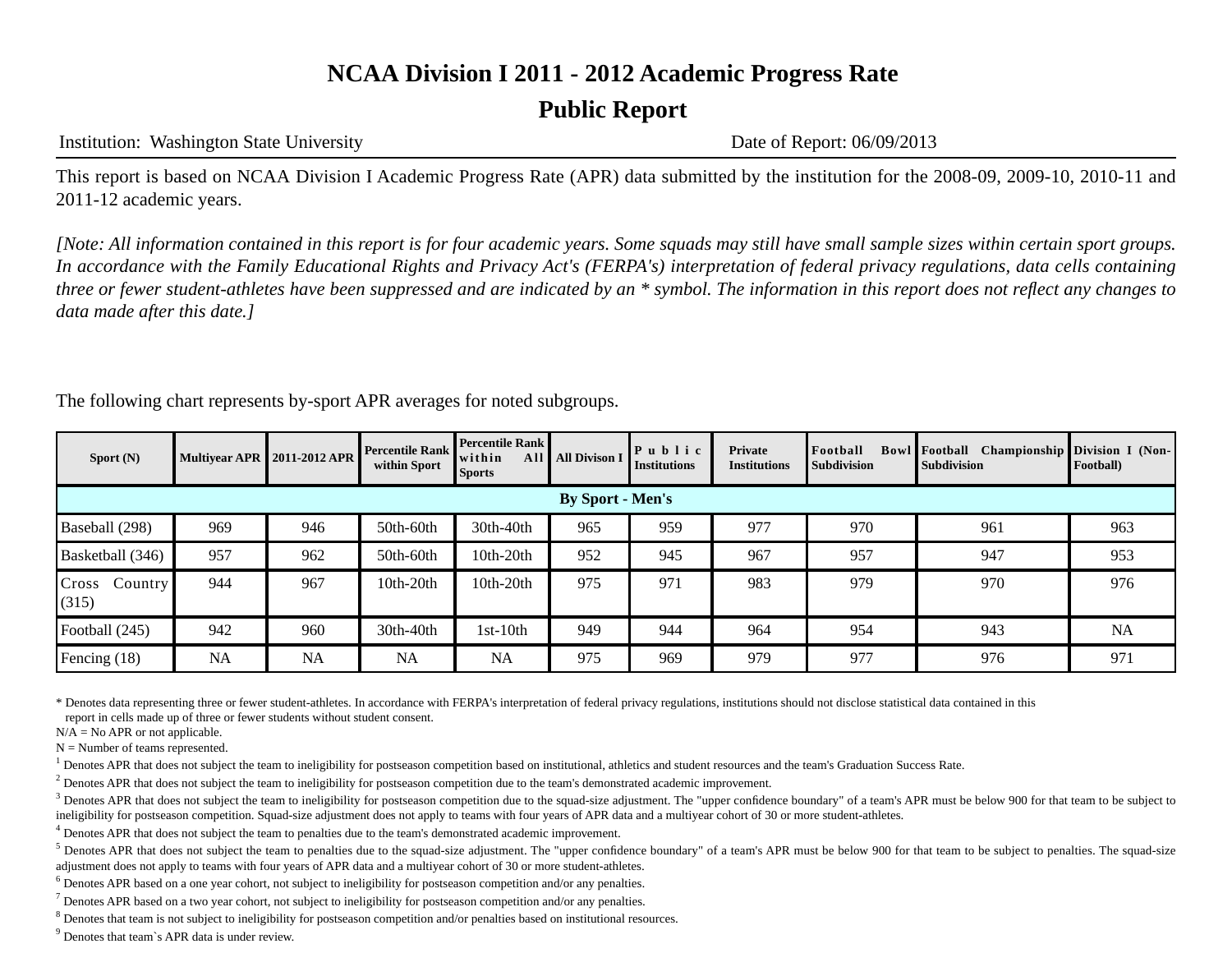# NCAA Division I 2011 - 2012 Academic Progress Rate

## Public Report

Institution: Washington State University — Date of Report: 06/09/2013

This report is based on NCAA Division I Academic Progress Rate (APR) data submitted by the institution for the 2008-09, 2009-10, 2010-11 and 2011-12 academic years.

*[Note: All information contained in this report is for four academic years. Some squads may still have small sample sizes within certain sport groups. In accordance with the Family Educational Rights and Privacy Act's (FERPA's) interpretation of federal privacy regulations, data cells containing three or fewer student-athletes have been suppressed and are indicated by an * symbol. The information in this report does not reflect any changes to data made after this date.]*

The following chart represents by-sport APR averages for noted subgroups.

| Sport (N) | Multiyear APR | 2011-2012 APR | Percentile Rank within Sport | Percentile Rank within All Sports | All Divison I | Public Institutions | Private Institutions | Football Bowl Subdivision | Football Championship Subdivision | Division I (Non-Football) |
|---|---|---|---|---|---|---|---|---|---|---|
| **By Sport - Men's** | | | | | | | | | | |
| Baseball (298) | 969 | 946 | 50th-60th | 30th-40th | 965 | 959 | 977 | 970 | 961 | 963 |
| Basketball (346) | 957 | 962 | 50th-60th | 10th-20th | 952 | 945 | 967 | 957 | 947 | 953 |
| Cross Country (315) | 944 | 967 | 10th-20th | 10th-20th | 975 | 971 | 983 | 979 | 970 | 976 |
| Football (245) | 942 | 960 | 30th-40th | 1st-10th | 949 | 944 | 964 | 954 | 943 | NA |
| Fencing (18) | NA | NA | NA | NA | 975 | 969 | 979 | 977 | 976 | 971 |

* Denotes data representing three or fewer student-athletes. In accordance with FERPA's interpretation of federal privacy regulations, institutions should not disclose statistical data contained in this report in cells made up of three or fewer students without student consent.

N/A = No APR or not applicable.

N = Number of teams represented.

[1] Denotes APR that does not subject the team to ineligibility for postseason competition based on institutional, athletics and student resources and the team's Graduation Success Rate.

[2] Denotes APR that does not subject the team to ineligibility for postseason competition due to the team's demonstrated academic improvement.

[3] Denotes APR that does not subject the team to ineligibility for postseason competition due to the squad-size adjustment. The "upper confidence boundary" of a team's APR must be below 900 for that team to be subject to ineligibility for postseason competition. Squad-size adjustment does not apply to teams with four years of APR data and a multiyear cohort of 30 or more student-athletes.

[4] Denotes APR that does not subject the team to penalties due to the team's demonstrated academic improvement.

[5] Denotes APR that does not subject the team to penalties due to the squad-size adjustment. The "upper confidence boundary" of a team's APR must be below 900 for that team to be subject to penalties. The squad-size adjustment does not apply to teams with four years of APR data and a multiyear cohort of 30 or more student-athletes.

[6] Denotes APR based on a one year cohort, not subject to ineligibility for postseason competition and/or any penalties.

[7] Denotes APR based on a two year cohort, not subject to ineligibility for postseason competition and/or any penalties.

[8] Denotes that team is not subject to ineligibility for postseason competition and/or penalties based on institutional resources.

[9] Denotes that team`s APR data is under review.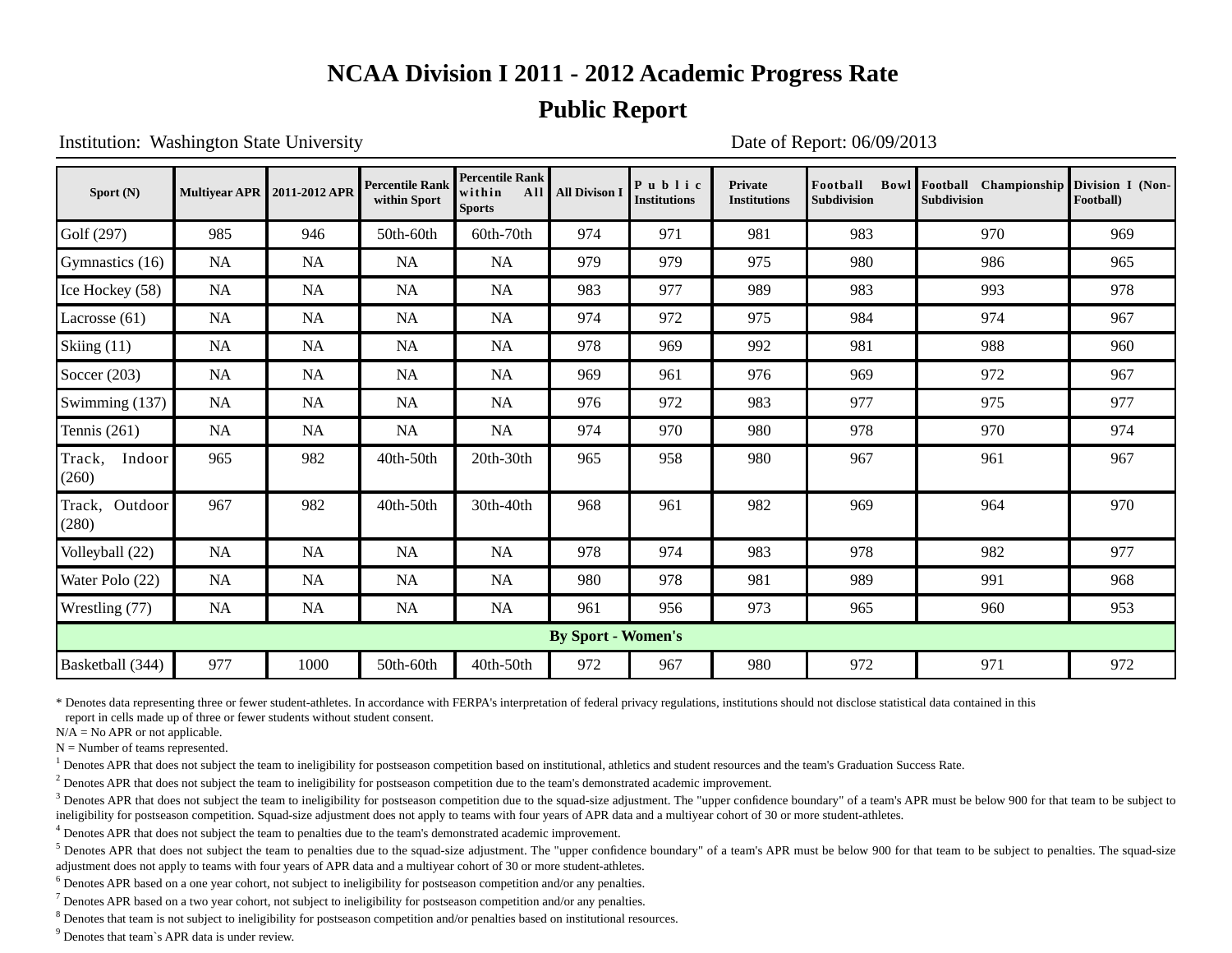# NCAA Division I 2011 - 2012 Academic Progress Rate

## Public Report

Institution: Washington State University　　　　　　　　　　　　　　Date of Report: 06/09/2013

| Sport (N) | Multiyear APR | 2011-2012 APR | Percentile Rank within Sport | Percentile Rank within All Sports | All Divison I | Public Institutions | Private Institutions | Football Bowl Subdivision | Football Championship Subdivision | Division I (Non-Football) |
|---|---|---|---|---|---|---|---|---|---|---|
| Golf (297) | 985 | 946 | 50th-60th | 60th-70th | 974 | 971 | 981 | 983 | 970 | 969 |
| Gymnastics (16) | NA | NA | NA | NA | 979 | 979 | 975 | 980 | 986 | 965 |
| Ice Hockey (58) | NA | NA | NA | NA | 983 | 977 | 989 | 983 | 993 | 978 |
| Lacrosse (61) | NA | NA | NA | NA | 974 | 972 | 975 | 984 | 974 | 967 |
| Skiing (11) | NA | NA | NA | NA | 978 | 969 | 992 | 981 | 988 | 960 |
| Soccer (203) | NA | NA | NA | NA | 969 | 961 | 976 | 969 | 972 | 967 |
| Swimming (137) | NA | NA | NA | NA | 976 | 972 | 983 | 977 | 975 | 977 |
| Tennis (261) | NA | NA | NA | NA | 974 | 970 | 980 | 978 | 970 | 974 |
| Track, Indoor (260) | 965 | 982 | 40th-50th | 20th-30th | 965 | 958 | 980 | 967 | 961 | 967 |
| Track, Outdoor (280) | 967 | 982 | 40th-50th | 30th-40th | 968 | 961 | 982 | 969 | 964 | 970 |
| Volleyball (22) | NA | NA | NA | NA | 978 | 974 | 983 | 978 | 982 | 977 |
| Water Polo (22) | NA | NA | NA | NA | 980 | 978 | 981 | 989 | 991 | 968 |
| Wrestling (77) | NA | NA | NA | NA | 961 | 956 | 973 | 965 | 960 | 953 |
| **By Sport - Women's** | | | | | | | | | | |
| Basketball (344) | 977 | 1000 | 50th-60th | 40th-50th | 972 | 967 | 980 | 972 | 971 | 972 |

\* Denotes data representing three or fewer student-athletes. In accordance with FERPA's interpretation of federal privacy regulations, institutions should not disclose statistical data contained in this report in cells made up of three or fewer students without student consent.

N/A = No APR or not applicable.

N = Number of teams represented.

[1] Denotes APR that does not subject the team to ineligibility for postseason competition based on institutional, athletics and student resources and the team's Graduation Success Rate.

[2] Denotes APR that does not subject the team to ineligibility for postseason competition due to the team's demonstrated academic improvement.

[3] Denotes APR that does not subject the team to ineligibility for postseason competition due to the squad-size adjustment. The "upper confidence boundary" of a team's APR must be below 900 for that team to be subject to ineligibility for postseason competition. Squad-size adjustment does not apply to teams with four years of APR data and a multiyear cohort of 30 or more student-athletes.

[4] Denotes APR that does not subject the team to penalties due to the team's demonstrated academic improvement.

[5] Denotes APR that does not subject the team to penalties due to the squad-size adjustment. The "upper confidence boundary" of a team's APR must be below 900 for that team to be subject to penalties. The squad-size adjustment does not apply to teams with four years of APR data and a multiyear cohort of 30 or more student-athletes.

[6] Denotes APR based on a one year cohort, not subject to ineligibility for postseason competition and/or any penalties.

[7] Denotes APR based on a two year cohort, not subject to ineligibility for postseason competition and/or any penalties.

[8] Denotes that team is not subject to ineligibility for postseason competition and/or penalties based on institutional resources.

[9] Denotes that team`s APR data is under review.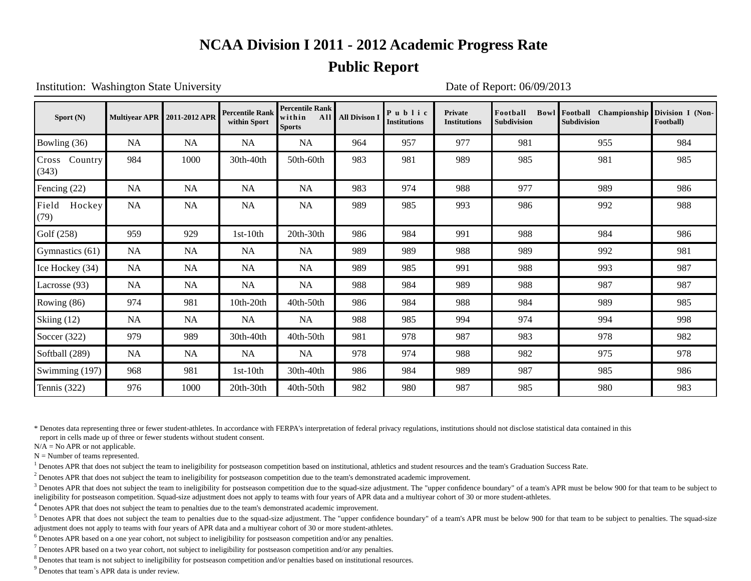# NCAA Division I 2011 - 2012 Academic Progress Rate

## Public Report

Institution: Washington State University

Date of Report: 06/09/2013

| Sport (N) | Multiyear APR | 2011-2012 APR | Percentile Rank within Sport | Percentile Rank within All Sports | All Divison I | Public Institutions | Private Institutions | Football Bowl Subdivision | Football Championship Subdivision | Division I (Non-Football) |
|---|---|---|---|---|---|---|---|---|---|---|
| Bowling (36) | NA | NA | NA | NA | 964 | 957 | 977 | 981 | 955 | 984 |
| Cross Country (343) | 984 | 1000 | 30th-40th | 50th-60th | 983 | 981 | 989 | 985 | 981 | 985 |
| Fencing (22) | NA | NA | NA | NA | 983 | 974 | 988 | 977 | 989 | 986 |
| Field Hockey (79) | NA | NA | NA | NA | 989 | 985 | 993 | 986 | 992 | 988 |
| Golf (258) | 959 | 929 | 1st-10th | 20th-30th | 986 | 984 | 991 | 988 | 984 | 986 |
| Gymnastics (61) | NA | NA | NA | NA | 989 | 989 | 988 | 989 | 992 | 981 |
| Ice Hockey (34) | NA | NA | NA | NA | 989 | 985 | 991 | 988 | 993 | 987 |
| Lacrosse (93) | NA | NA | NA | NA | 988 | 984 | 989 | 988 | 987 | 987 |
| Rowing (86) | 974 | 981 | 10th-20th | 40th-50th | 986 | 984 | 988 | 984 | 989 | 985 |
| Skiing (12) | NA | NA | NA | NA | 988 | 985 | 994 | 974 | 994 | 998 |
| Soccer (322) | 979 | 989 | 30th-40th | 40th-50th | 981 | 978 | 987 | 983 | 978 | 982 |
| Softball (289) | NA | NA | NA | NA | 978 | 974 | 988 | 982 | 975 | 978 |
| Swimming (197) | 968 | 981 | 1st-10th | 30th-40th | 986 | 984 | 989 | 987 | 985 | 986 |
| Tennis (322) | 976 | 1000 | 20th-30th | 40th-50th | 982 | 980 | 987 | 985 | 980 | 983 |

* Denotes data representing three or fewer student-athletes. In accordance with FERPA's interpretation of federal privacy regulations, institutions should not disclose statistical data contained in this report in cells made up of three or fewer students without student consent.

N/A = No APR or not applicable.

N = Number of teams represented.

[1] Denotes APR that does not subject the team to ineligibility for postseason competition based on institutional, athletics and student resources and the team's Graduation Success Rate.

[2] Denotes APR that does not subject the team to ineligibility for postseason competition due to the team's demonstrated academic improvement.

[3] Denotes APR that does not subject the team to ineligibility for postseason competition due to the squad-size adjustment. The "upper confidence boundary" of a team's APR must be below 900 for that team to be subject to ineligibility for postseason competition. Squad-size adjustment does not apply to teams with four years of APR data and a multiyear cohort of 30 or more student-athletes.

[4] Denotes APR that does not subject the team to penalties due to the team's demonstrated academic improvement.

[5] Denotes APR that does not subject the team to penalties due to the squad-size adjustment. The "upper confidence boundary" of a team's APR must be below 900 for that team to be subject to penalties. The squad-size adjustment does not apply to teams with four years of APR data and a multiyear cohort of 30 or more student-athletes.

[6] Denotes APR based on a one year cohort, not subject to ineligibility for postseason competition and/or any penalties.

[7] Denotes APR based on a two year cohort, not subject to ineligibility for postseason competition and/or any penalties.

[8] Denotes that team is not subject to ineligibility for postseason competition and/or penalties based on institutional resources.

[9] Denotes that team`s APR data is under review.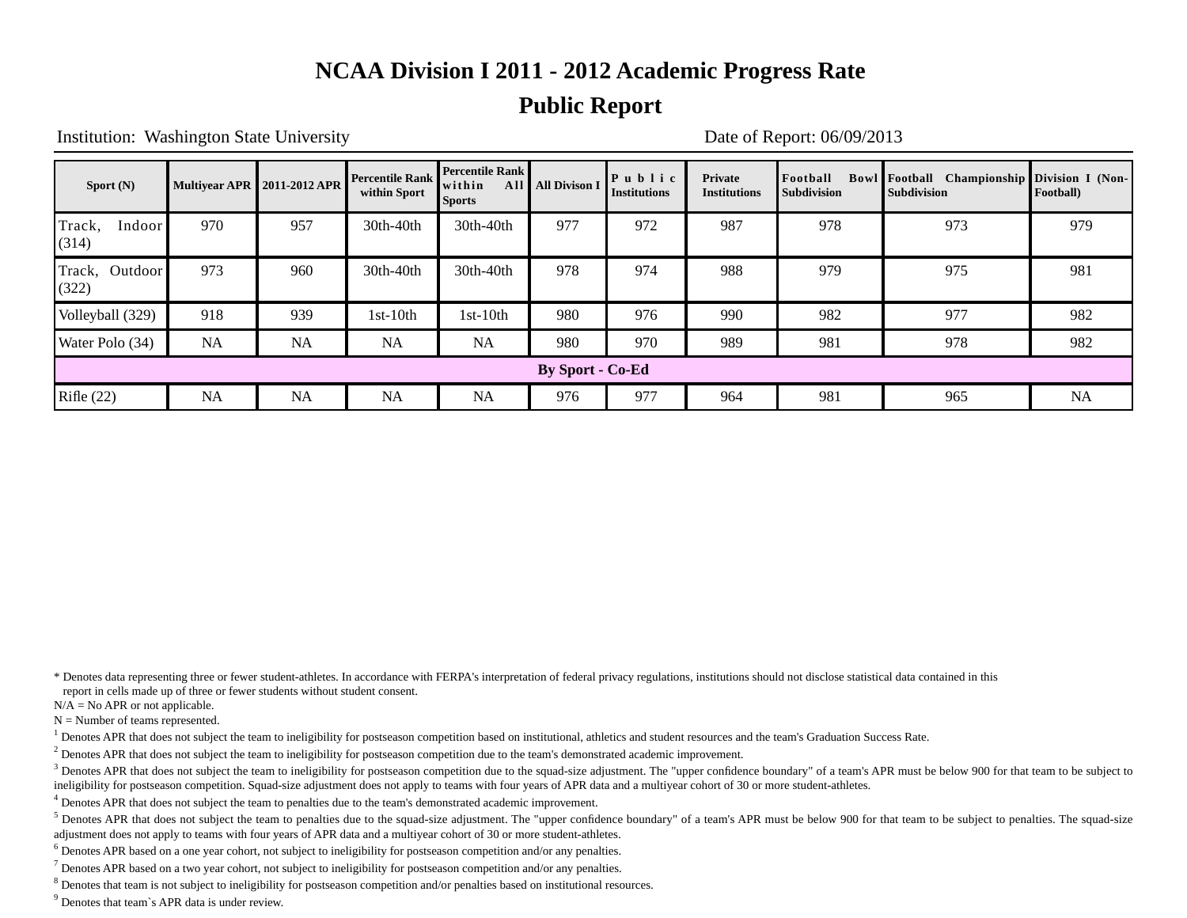# NCAA Division I 2011 - 2012 Academic Progress Rate

# Public Report

Institution: Washington State University　　　　Date of Report: 06/09/2013

| Sport (N) | Multiyear APR | 2011-2012 APR | Percentile Rank within Sport | Percentile Rank within All Sports | All Divison I | Public Institutions | Private Institutions | Football Bowl Subdivision | Football Championship Subdivision | Division I (Non-Football) |
|---|---|---|---|---|---|---|---|---|---|---|
| Track, Indoor (314) | 970 | 957 | 30th-40th | 30th-40th | 977 | 972 | 987 | 978 | 973 | 979 |
| Track, Outdoor (322) | 973 | 960 | 30th-40th | 30th-40th | 978 | 974 | 988 | 979 | 975 | 981 |
| Volleyball (329) | 918 | 939 | 1st-10th | 1st-10th | 980 | 976 | 990 | 982 | 977 | 982 |
| Water Polo (34) | NA | NA | NA | NA | 980 | 970 | 989 | 981 | 978 | 982 |
| **By Sport - Co-Ed** | | | | | | | | | | |
| Rifle (22) | NA | NA | NA | NA | 976 | 977 | 964 | 981 | 965 | NA |

* Denotes data representing three or fewer student-athletes. In accordance with FERPA's interpretation of federal privacy regulations, institutions should not disclose statistical data contained in this report in cells made up of three or fewer students without student consent.

N/A = No APR or not applicable.

N = Number of teams represented.

[1] Denotes APR that does not subject the team to ineligibility for postseason competition based on institutional, athletics and student resources and the team's Graduation Success Rate.

[2] Denotes APR that does not subject the team to ineligibility for postseason competition due to the team's demonstrated academic improvement.

[3] Denotes APR that does not subject the team to ineligibility for postseason competition due to the squad-size adjustment. The "upper confidence boundary" of a team's APR must be below 900 for that team to be subject to ineligibility for postseason competition. Squad-size adjustment does not apply to teams with four years of APR data and a multiyear cohort of 30 or more student-athletes.

[4] Denotes APR that does not subject the team to penalties due to the team's demonstrated academic improvement.

[5] Denotes APR that does not subject the team to penalties due to the squad-size adjustment. The "upper confidence boundary" of a team's APR must be below 900 for that team to be subject to penalties. The squad-size adjustment does not apply to teams with four years of APR data and a multiyear cohort of 30 or more student-athletes.

[6] Denotes APR based on a one year cohort, not subject to ineligibility for postseason competition and/or any penalties.

[7] Denotes APR based on a two year cohort, not subject to ineligibility for postseason competition and/or any penalties.

[8] Denotes that team is not subject to ineligibility for postseason competition and/or penalties based on institutional resources.

[9] Denotes that team`s APR data is under review.